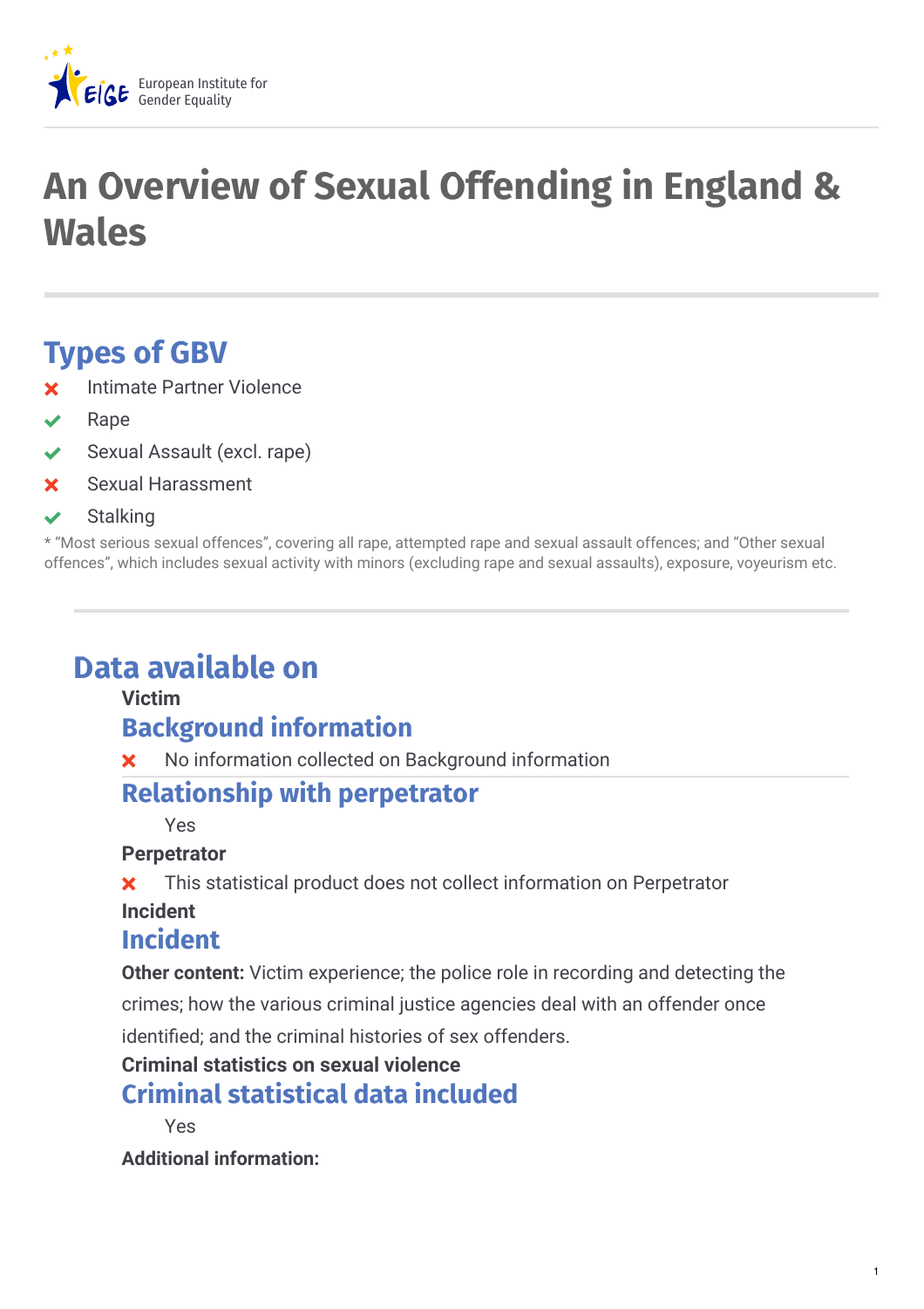European Institute for Gender Equality

# An Overview of Sexual Offending in England & Wales

## Types of GBV

- ✗ Intimate Partner Violence
- ✓ Rape
- ✓ Sexual Assault (excl. rape)
- ✗ Sexual Harassment
- ✓ Stalking

* "Most serious sexual offences", covering all rape, attempted rape and sexual assault offences; and "Other sexual offences", which includes sexual activity with minors (excluding rape and sexual assaults), exposure, voyeurism etc.

## Data available on

**Victim**

### Background information

- ✗ No information collected on Background information

### Relationship with perpetrator

Yes

**Perpetrator**

- ✗ This statistical product does not collect information on Perpetrator

**Incident**

### Incident

**Other content:** Victim experience; the police role in recording and detecting the crimes; how the various criminal justice agencies deal with an offender once identified; and the criminal histories of sex offenders.

**Criminal statistics on sexual violence**

### Criminal statistical data included

Yes

**Additional information:**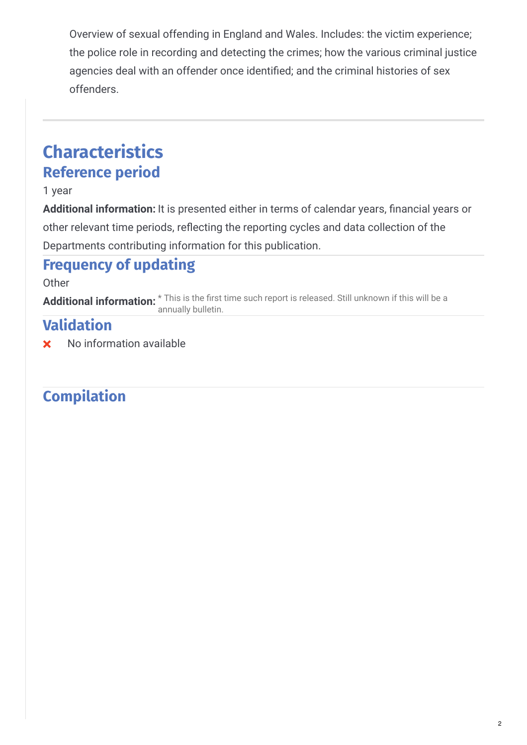Overview of sexual offending in England and Wales. Includes: the victim experience; the police role in recording and detecting the crimes; how the various criminal justice agencies deal with an offender once identified; and the criminal histories of sex offenders.

# Characteristics

## Reference period

1 year

**Additional information:** It is presented either in terms of calendar years, financial years or other relevant time periods, reflecting the reporting cycles and data collection of the Departments contributing information for this publication.

## Frequency of updating

Other

**Additional information:** * This is the first time such report is released. Still unknown if this will be a annually bulletin.

## Validation

✖ No information available

## Compilation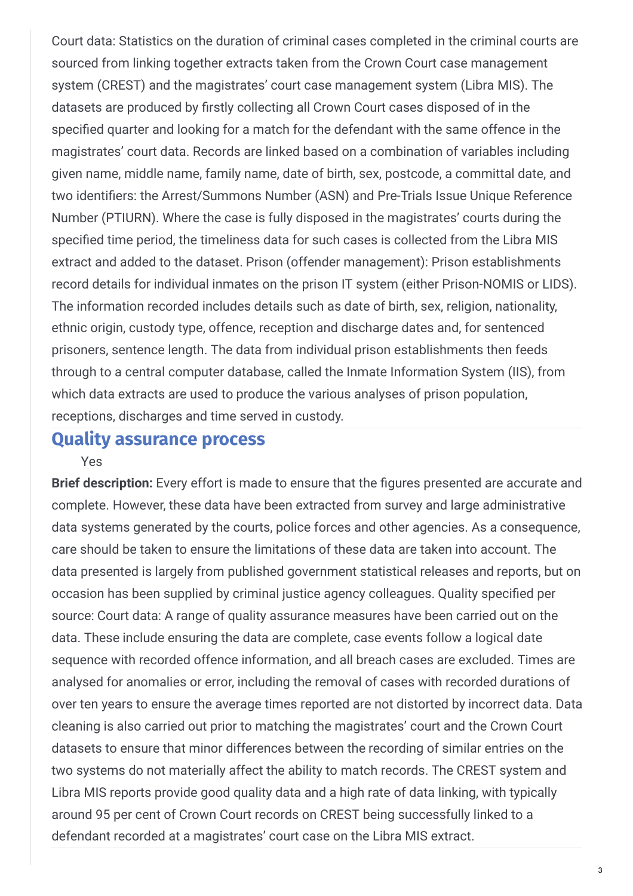Court data: Statistics on the duration of criminal cases completed in the criminal courts are sourced from linking together extracts taken from the Crown Court case management system (CREST) and the magistrates' court case management system (Libra MIS). The datasets are produced by firstly collecting all Crown Court cases disposed of in the specified quarter and looking for a match for the defendant with the same offence in the magistrates' court data. Records are linked based on a combination of variables including given name, middle name, family name, date of birth, sex, postcode, a committal date, and two identifiers: the Arrest/Summons Number (ASN) and Pre-Trials Issue Unique Reference Number (PTIURN). Where the case is fully disposed in the magistrates' courts during the specified time period, the timeliness data for such cases is collected from the Libra MIS extract and added to the dataset. Prison (offender management): Prison establishments record details for individual inmates on the prison IT system (either Prison-NOMIS or LIDS). The information recorded includes details such as date of birth, sex, religion, nationality, ethnic origin, custody type, offence, reception and discharge dates and, for sentenced prisoners, sentence length. The data from individual prison establishments then feeds through to a central computer database, called the Inmate Information System (IIS), from which data extracts are used to produce the various analyses of prison population, receptions, discharges and time served in custody.

## Quality assurance process

Yes

**Brief description:** Every effort is made to ensure that the figures presented are accurate and complete. However, these data have been extracted from survey and large administrative data systems generated by the courts, police forces and other agencies. As a consequence, care should be taken to ensure the limitations of these data are taken into account. The data presented is largely from published government statistical releases and reports, but on occasion has been supplied by criminal justice agency colleagues. Quality specified per source: Court data: A range of quality assurance measures have been carried out on the data. These include ensuring the data are complete, case events follow a logical date sequence with recorded offence information, and all breach cases are excluded. Times are analysed for anomalies or error, including the removal of cases with recorded durations of over ten years to ensure the average times reported are not distorted by incorrect data. Data cleaning is also carried out prior to matching the magistrates' court and the Crown Court datasets to ensure that minor differences between the recording of similar entries on the two systems do not materially affect the ability to match records. The CREST system and Libra MIS reports provide good quality data and a high rate of data linking, with typically around 95 per cent of Crown Court records on CREST being successfully linked to a defendant recorded at a magistrates' court case on the Libra MIS extract.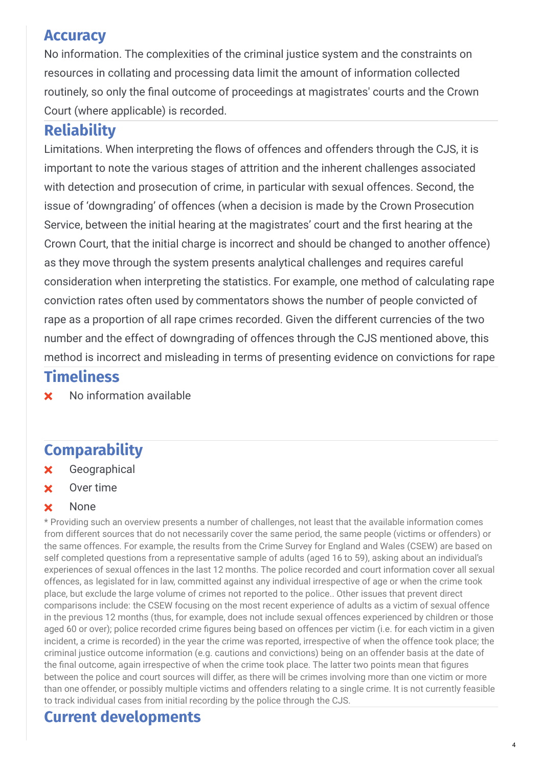## Accuracy

No information. The complexities of the criminal justice system and the constraints on resources in collating and processing data limit the amount of information collected routinely, so only the final outcome of proceedings at magistrates' courts and the Crown Court (where applicable) is recorded.

## Reliability

Limitations. When interpreting the flows of offences and offenders through the CJS, it is important to note the various stages of attrition and the inherent challenges associated with detection and prosecution of crime, in particular with sexual offences. Second, the issue of 'downgrading' of offences (when a decision is made by the Crown Prosecution Service, between the initial hearing at the magistrates' court and the first hearing at the Crown Court, that the initial charge is incorrect and should be changed to another offence) as they move through the system presents analytical challenges and requires careful consideration when interpreting the statistics. For example, one method of calculating rape conviction rates often used by commentators shows the number of people convicted of rape as a proportion of all rape crimes recorded. Given the different currencies of the two number and the effect of downgrading of offences through the CJS mentioned above, this method is incorrect and misleading in terms of presenting evidence on convictions for rape

## Timeliness

- ✘ No information available

## Comparability

- ✘ Geographical
- ✘ Over time
- ✘ None

* Providing such an overview presents a number of challenges, not least that the available information comes from different sources that do not necessarily cover the same period, the same people (victims or offenders) or the same offences. For example, the results from the Crime Survey for England and Wales (CSEW) are based on self completed questions from a representative sample of adults (aged 16 to 59), asking about an individual's experiences of sexual offences in the last 12 months. The police recorded and court information cover all sexual offences, as legislated for in law, committed against any individual irrespective of age or when the crime took place, but exclude the large volume of crimes not reported to the police.. Other issues that prevent direct comparisons include: the CSEW focusing on the most recent experience of adults as a victim of sexual offence in the previous 12 months (thus, for example, does not include sexual offences experienced by children or those aged 60 or over); police recorded crime figures being based on offences per victim (i.e. for each victim in a given incident, a crime is recorded) in the year the crime was reported, irrespective of when the offence took place; the criminal justice outcome information (e.g. cautions and convictions) being on an offender basis at the date of the final outcome, again irrespective of when the crime took place. The latter two points mean that figures between the police and court sources will differ, as there will be crimes involving more than one victim or more than one offender, or possibly multiple victims and offenders relating to a single crime. It is not currently feasible to track individual cases from initial recording by the police through the CJS.

## Current developments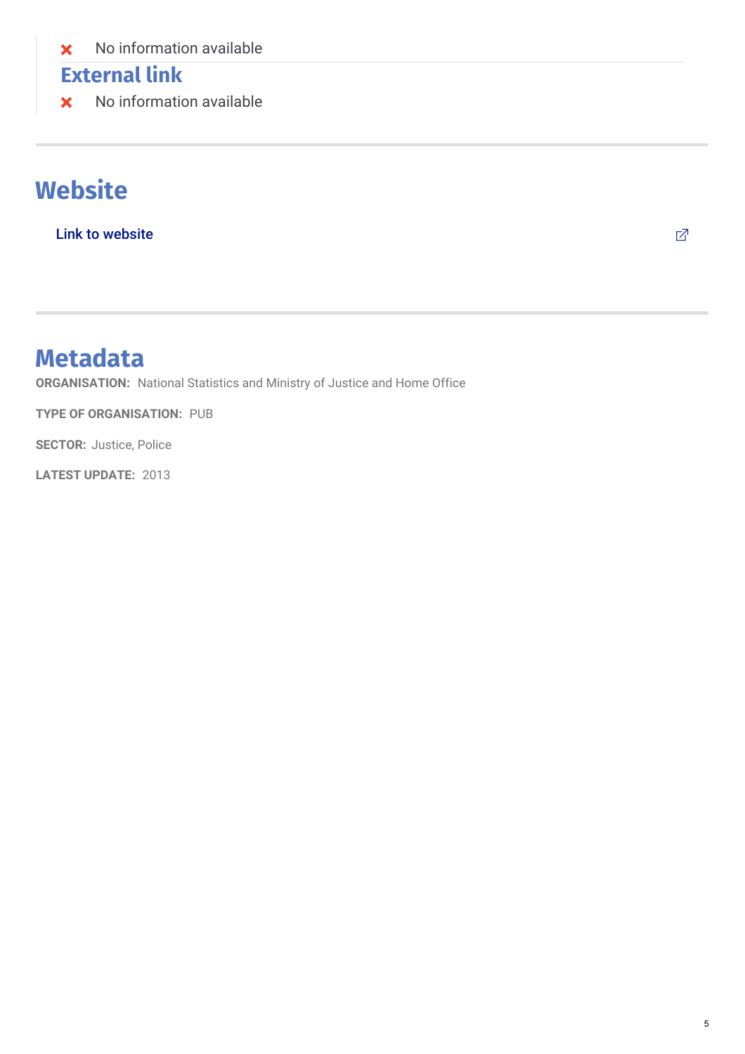- ✖ No information available

### External link

- ✖ No information available

## Website

[Link to website]

## Metadata

**ORGANISATION:** National Statistics and Ministry of Justice and Home Office

**TYPE OF ORGANISATION:** PUB

**SECTOR:** Justice, Police

**LATEST UPDATE:** 2013